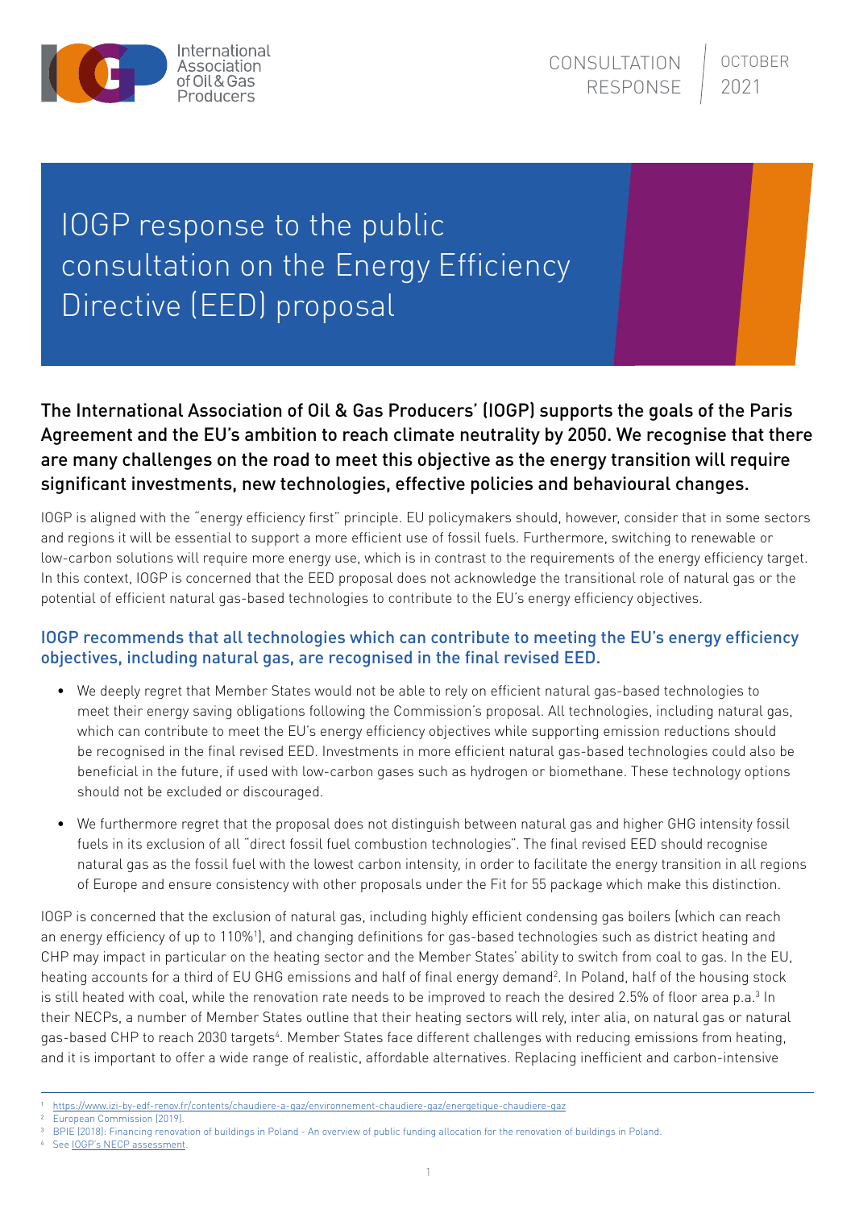International Association of Oil & Gas Producers

CONSULTATION RESPONSE | OCTOBER 2021

# IOGP response to the public consultation on the Energy Efficiency Directive (EED) proposal

**The International Association of Oil & Gas Producers' (IOGP) supports the goals of the Paris Agreement and the EU's ambition to reach climate neutrality by 2050. We recognise that there are many challenges on the road to meet this objective as the energy transition will require significant investments, new technologies, effective policies and behavioural changes.**

IOGP is aligned with the "energy efficiency first" principle. EU policymakers should, however, consider that in some sectors and regions it will be essential to support a more efficient use of fossil fuels. Furthermore, switching to renewable or low-carbon solutions will require more energy use, which is in contrast to the requirements of the energy efficiency target. In this context, IOGP is concerned that the EED proposal does not acknowledge the transitional role of natural gas or the potential of efficient natural gas-based technologies to contribute to the EU's energy efficiency objectives.

## IOGP recommends that all technologies which can contribute to meeting the EU's energy efficiency objectives, including natural gas, are recognised in the final revised EED.

- We deeply regret that Member States would not be able to rely on efficient natural gas-based technologies to meet their energy saving obligations following the Commission's proposal. All technologies, including natural gas, which can contribute to meet the EU's energy efficiency objectives while supporting emission reductions should be recognised in the final revised EED. Investments in more efficient natural gas-based technologies could also be beneficial in the future, if used with low-carbon gases such as hydrogen or biomethane. These technology options should not be excluded or discouraged.
- We furthermore regret that the proposal does not distinguish between natural gas and higher GHG intensity fossil fuels in its exclusion of all "direct fossil fuel combustion technologies". The final revised EED should recognise natural gas as the fossil fuel with the lowest carbon intensity, in order to facilitate the energy transition in all regions of Europe and ensure consistency with other proposals under the Fit for 55 package which make this distinction.

IOGP is concerned that the exclusion of natural gas, including highly efficient condensing gas boilers (which can reach an energy efficiency of up to 110%[1]), and changing definitions for gas-based technologies such as district heating and CHP may impact in particular on the heating sector and the Member States' ability to switch from coal to gas. In the EU, heating accounts for a third of EU GHG emissions and half of final energy demand[2]. In Poland, half of the housing stock is still heated with coal, while the renovation rate needs to be improved to reach the desired 2.5% of floor area p.a.[3] In their NECPs, a number of Member States outline that their heating sectors will rely, inter alia, on natural gas or natural gas-based CHP to reach 2030 targets[4]. Member States face different challenges with reducing emissions from heating, and it is important to offer a wide range of realistic, affordable alternatives. Replacing inefficient and carbon-intensive

---

[1] https://www.izi-by-edf-renov.fr/contents/chaudiere-a-gaz/environnement-chaudiere-gaz/energetique-chaudiere-gaz

[2] European Commission (2019).

[3] BPIE (2018): Financing renovation of buildings in Poland - An overview of public funding allocation for the renovation of buildings in Poland.

[4] See IOGP's NECP assessment.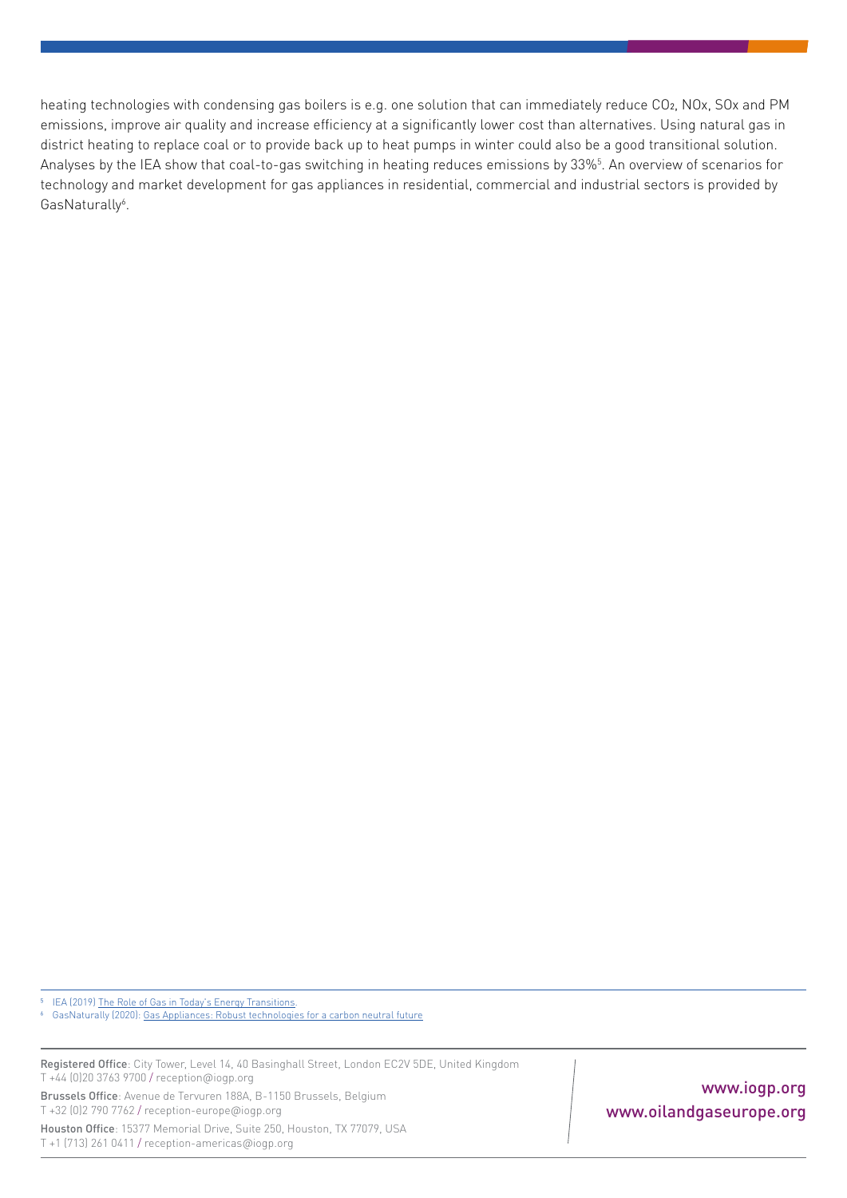heating technologies with condensing gas boilers is e.g. one solution that can immediately reduce $CO_2$, NOx, SOx and PM emissions, improve air quality and increase efficiency at a significantly lower cost than alternatives. Using natural gas in district heating to replace coal or to provide back up to heat pumps in winter could also be a good transitional solution. Analyses by the IEA show that coal-to-gas switching in heating reduces emissions by 33%[5]. An overview of scenarios for technology and market development for gas appliances in residential, commercial and industrial sectors is provided by GasNaturally[6].

---

[5] IEA (2019) The Role of Gas in Today's Energy Transitions.

[6] GasNaturally (2020): Gas Appliances: Robust technologies for a carbon neutral future

---

**Registered Office**: City Tower, Level 14, 40 Basinghall Street, London EC2V 5DE, United Kingdom
T +44 (0)20 3763 9700 / reception@iogp.org

**Brussels Office**: Avenue de Tervuren 188A, B-1150 Brussels, Belgium
T +32 (0)2 790 7762 / reception-europe@iogp.org

**Houston Office**: 15377 Memorial Drive, Suite 250, Houston, TX 77079, USA
T +1 (713) 261 0411 / reception-americas@iogp.org

www.iogp.org
www.oilandgaseurope.org